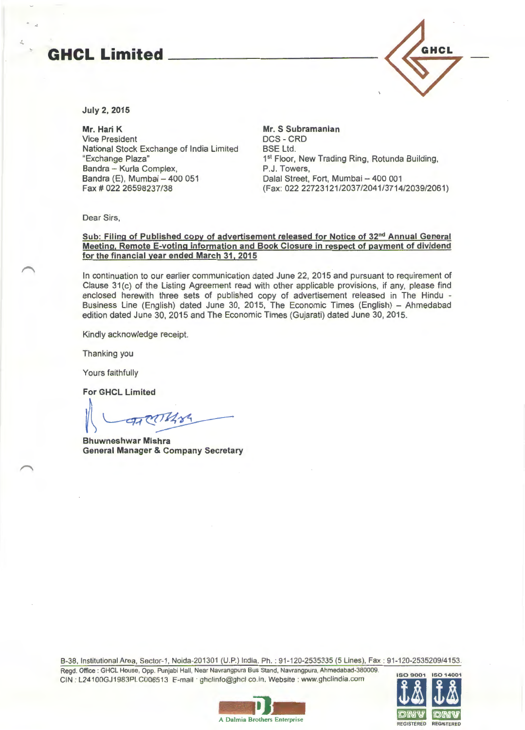# GHCL Limited

July 2, 2015

**Mr. Hari K**
Vice President
National Stock Exchange of India Limited
"Exchange Plaza"
Bandra – Kurla Complex,
Bandra (E), Mumbai – 400 051
Fax # 022 26598237/38

**Mr. S Subramanian**
DCS - CRD
BSE Ltd.
1st Floor, New Trading Ring, Rotunda Building,
P.J. Towers,
Dalal Street, Fort, Mumbai – 400 001
(Fax: 022 22723121/2037/2041/3714/2039/2061)

Dear Sirs,

**Sub: Filing of Published copy of advertisement released for Notice of 32nd Annual General Meeting, Remote E-voting information and Book Closure in respect of payment of dividend for the financial year ended March 31, 2015**

In continuation to our earlier communication dated June 22, 2015 and pursuant to requirement of Clause 31(c) of the Listing Agreement read with other applicable provisions, if any, please find enclosed herewith three sets of published copy of advertisement released in The Hindu - Business Line (English) dated June 30, 2015, The Economic Times (English) – Ahmedabad edition dated June 30, 2015 and The Economic Times (Gujarati) dated June 30, 2015.

Kindly acknowledge receipt.

Thanking you

Yours faithfully

**For GHCL Limited**

**Bhuwneshwar Mishra**
**General Manager & Company Secretary**

B-38, Institutional Area, Sector-1, Noida-201301 (U.P.) India. Ph. : 91-120-2535335 (5 Lines), Fax : 91-120-2535209/4153.
Regd. Office : GHCL House, Opp. Punjabi Hall, Near Navrangpura Bus Stand, Navrangpura, Ahmedabad-380009.
CIN : L24100GJ1983PLC006513 E-mail : ghclinfo@ghcl.co.in, Website : www.ghclindia.com

A Dalmia Brothers Enterprise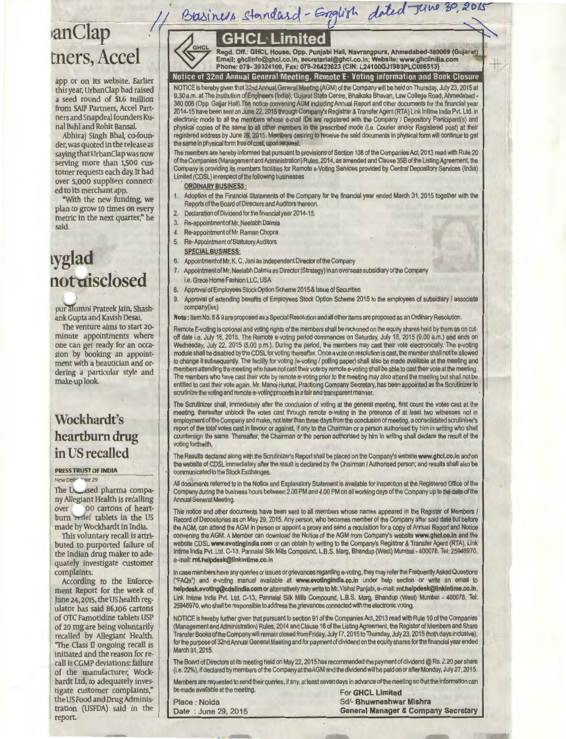// Business Standard - English dated June 30, 2015

# GHCL Limited

**Regd. Off.: GHCL House, Opp. Punjabi Hall, Navrangpura, Ahmedabad-380009 (Gujarat)**
**Email: ghclinfo@ghcl.co.in, secretarial@ghcl.co.in; Website: www.ghclindia.com**
**Phone: 079- 39324100, Fax: 079-26423623 (CIN: L24100GJ1983PLC006513)**

## Notice of 32nd Annual General Meeting, Remote E- Voting information and Book Closure

NOTICE is hereby given that 32nd Annual General Meeting (AGM) of the Company will be held on Thursday, July 23, 2015 at 9.30 a.m. at The Institution of Engineers (India), Gujarat State Centre, Bhaikaka Bhavan, Law College Road, Ahmedabad - 380 006 (Opp. Gajjar Hall). The notice convening AGM including Annual Report and other documents for the financial year 2014-15 have been sent on June 22, 2015 through Company's Registrar & Transfer Agent (RTA) Link Intime India Pvt. Ltd. in electronic mode to all the members whose e-mail IDs are registered with the Company / Depository Participant(s) and physical copies of the same to all other members in the prescribed mode (i.e. Courier and/or Registered post) at their registered address by June 26, 2015. Members desiring to receive the said documents in physical form will continue to get the same in physical form free of cost, upon request.

The members are hereby informed that pursuant to provisions of Section 108 of the Companies Act, 2013 read with Rule 20 of the Companies (Management and Administration) Rules, 2014, as amended and Clause 35B of the Listing Agreement, the Company is providing its members facilities for Remote e-Voting Services provided by Central Depository Services (India) Limited (CDSL) in respect of the following businesses

**ORDINARY BUSINESS:**

1. Adoption of the Financial Statements of the Company for the financial year ended March 31, 2015 together with the Reports of the Board of Directors and Auditors thereon.
2. Declaration of Dividend for the financial year 2014-15.
3. Re-appointment of Mr. Neelabh Dalmia
4. Re-appointment of Mr. Raman Chopra
5. Re- Appointment of Statutory Auditors

**SPECIAL BUSINESS:**

6. Appointment of Mr. K. C. Jani as Independent Director of the Company
7. Appointment of Mr. Neelabh Dalmia as Director (Strategy) in an overseas subsidiary of the Company i.e. Grace Home Fashion LLC, USA
8. Approval of Employees Stock Option Scheme 2015 & Issue of Securities
9. Approval of extending benefits of Employees Stock Option Scheme 2015 to the employees of subsidiary / associate company(ies)

**Note:** Item No. 8 & 9 are proposed as a Special Resolution and all other items are proposed as an Ordinary Resolution.

Remote E-voting is optional and voting rights of the members shall be reckoned on the equity shares held by them as on cut-off date i.e. July 16, 2015. The Remote e-voting period commences on Saturday, July 18, 2015 (9.00 a.m.) and ends on Wednesday, July 22, 2015 (5.00 p.m.). During the period, the members may cast their vote electronically. The e-voting module shall be disabled by the CDSL for voting thereafter. Once a vote on resolution is cast, the member shall not be allowed to change it subsequently. The facility for voting (e-voting / polling paper) shall also be made available at the meeting and members attending the meeting who have not cast their vote by remote e-voting shall be able to cast their vote at the meeting. The members who have cast their vote by remote e-voting prior to the meeting may also attend the meeting but shall not be entitled to cast their vote again. Mr. Manoj Hurkat, Practicing Company Secretary, has been appointed as the Scrutinizer to scrutinize the voting and remote e-voting process in a fair and transparent manner.

The Scrutinizer shall, immediately after the conclusion of voting at the general meeting, first count the votes cast at the meeting, thereafter unblock the votes cast through remote e-voting in the presence of at least two witnesses not in employment of the Company and make, not later than three days from the conclusion of meeting, a consolidated scrutiniser's report of the total votes cast in favour or against, if any to the Chairman or a person authorised by him in writing who shall countersign the same. Thereafter, the Chairman or the person authorised by him in writing shall declare the result of the voting forthwith.

The Results declared along with the Scrutinizer's Report shall be placed on the Company's website www.ghcl.co.in and on the website of CDSL immediately after the result is declared by the Chairman / Authorised person; and results shall also be communicated to the Stock Exchanges.

All documents referred to in the Notice and Explanatory Statement is available for inspection at the Registered Office of the Company during the business hours between 2.00 PM and 4.00 PM on all working days of the Company up to the date of the Annual General Meeting.

This notice and other documents have been sent to all members whose names appeared in the Register of Members / Record of Depositories as on May 29, 2015. Any person, who becomes member of the Company after said date but before the AGM, can attend the AGM in person or appoint a proxy and send a requisition for a copy of Annual Report and Notice convening the AGM. A Member can download the Notice of the AGM from Company's website www.ghcl.co.in and the website CDSL www.evotingindia.com or can obtain by writing to the Company's Registrar & Transfer Agent (RTA), Link Intime India Pvt. Ltd. C-13, Pannalal Silk Mills Compound, L.B.S. Marg, Bhandup (West) Mumbai - 400078. Tel: 25946970, e-mail: rnt.helpdesk@linkintime.co.in

In case members have any queries or issues or grievances regarding e-voting, they may refer the Frequently Asked Questions ("FAQs") and e-voting manual available at www.evotingindia.co.in under help section or write an email to helpdesk.evoting@cdslindia.com or alternatively may write to Mr. Vishal Panjabi, e-mail: rnt.helpdesk@linkintime.co.in, Link Intime India Pvt. Ltd. C-13, Pannalal Silk Mills Compound, L.B.S. Marg, Bhandup (West) Mumbai - 400078, Tel: 25946970, who shall be responsible to address the grievances connected with the electronic voting.

NOTICE is hereby further given that pursuant to section 91 of the Companies Act, 2013 read with Rule 10 of the Companies (Management and Administration) Rules, 2014 and Clause 16 of the Listing Agreement, the Register of Members and Share Transfer Books of the Company will remain closed from Friday, July 17, 2015 to Thursday, July 23, 2015 (both days inclusive), for the purpose of 32nd Annual General Meeting and for payment of dividend on the equity shares for the financial year ended March 31, 2015.

The Board of Directors at its meeting held on May 22, 2015 has recommended the payment of dividend @ Rs. 2.20 per share (i.e. 22%), if declared by members of the Company at the AGM and the dividend will be paid on or after Monday, July 27, 2015.

Members are requested to send their queries, if any, at least seven days in advance of the meeting so that the information can be made available at the meeting.

Place : Noida
Date : June 29, 2015

For **GHCL Limited**
Sd/- **Bhuwneshwar Mishra**
**General Manager & Company Secretary**

---

## ...anClap ...tners, Accel

app or on its website. Earlier this year, UrbanClap had raised a seed round of $1.6 million from SAIF Partners, Accel Partners and Snapdeal founders Kunal Bahl and Rohit Bansal.

Abhiraj Singh Bhal, co-founder, was quoted in the release as saying that UrbanClap was now serving more than 1,500 customer requests each day. It had over 5,000 suppliers connected to its merchant app.

"With the new funding, we plan to grow 10 times on every metric in the next quarter," he said.

## ...yglad not disclosed

...pur alumni Prateek Jain, Shashank Gupta and Kavish Desai.

The venture aims to start 20-minute appointments where one can get ready for an occasion by booking an appointment with a beautician and ordering a particular style and make-up look.

## Wockhardt's heartburn drug in US recalled

**PRESS TRUST OF INDIA**

New Delhi, June 29

The U...ased pharma company Allegiant Health is recalling over ...00 cartons of heartburn relief tablets in the US made by Wockhardt in India.

This voluntary recall is attributed to purported failure of the Indian drug maker to adequately investigate customer complaints.

According to the Enforcement Report for the week of June 24, 2015, the US health regulator has said 86,106 cartons of OTC Famotidine tablets USP of 20 mg are being voluntarily recalled by Allegiant Health. "The Class II ongoing recall is initiated and the reason for recall is CGMP deviations: failure of the manufacturer, Wockhardt Ltd, to adequately investigate customer complaints," the US Food and Drug Administration (USFDA) said in the report.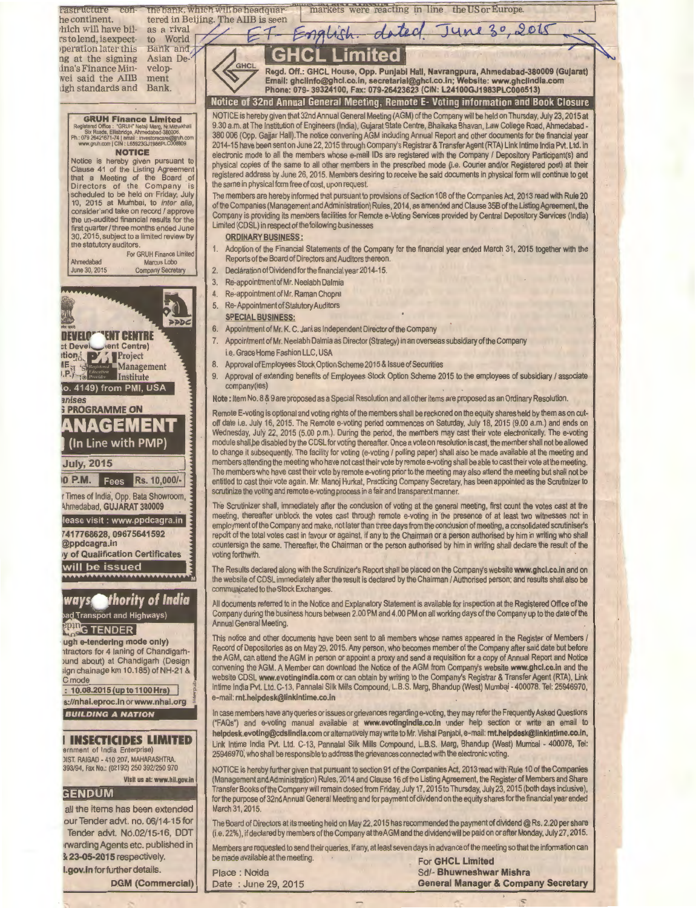ET- English dated June 30, 2015

# GHCL Limited

**Regd. Off.: GHCL House, Opp. Punjabi Hall, Navrangpura, Ahmedabad-380009 (Gujarat)**
**Email: ghclinfo@ghcl.co.in, secretarial@ghcl.co.in; Website: www.ghclindia.com**
**Phone: 079- 39324100, Fax: 079-26423623 (CIN: L24100GJ1983PLC006513)**

## Notice of 32nd Annual General Meeting, Remote E- Voting information and Book Closure

NOTICE is hereby given that 32nd Annual General Meeting (AGM) of the Company will be held on Thursday, July 23, 2015 at 9.30 a.m. at The Institution of Engineers (India), Gujarat State Centre, Bhaikaka Bhavan, Law College Road, Ahmedabad - 380 006 (Opp. Gajjar Hall).The notice convening AGM including Annual Report and other documents for the financial year 2014-15 have been sent on June 22, 2015 through Company's Registrar & Transfer Agent (RTA) Link Intime India Pvt. Ltd. in electronic mode to all the members whose e-mail IDs are registered with the Company / Depository Participant(s) and physical copies of the same to all other members in the prescribed mode (i.e. Courier and/or Registered post) at their registered address by June 26, 2015. Members desiring to receive the said documents in physical form will continue to get the same in physical form free of cost, upon request.

The members are hereby informed that pursuant to provisions of Section 108 of the Companies Act, 2013 read with Rule 20 of the Companies (Management and Administration) Rules, 2014, as amended and Clause 35B of the Listing Agreement, the Company is providing its members facilities for Remote e-Voting Services provided by Central Depository Services (India) Limited (CDSL) in respect of the following businesses

**ORDINARY BUSINESS:**

1. Adoption of the Financial Statements of the Company for the financial year ended March 31, 2015 together with the Reports of the Board of Directors and Auditors thereon.
2. Declaration of Dividend for the financial year 2014-15.
3. Re-appointment of Mr. Neelabh Dalmia
4. Re-appointment of Mr. Raman Chopra
5. Re- Appointment of Statutory Auditors

**SPECIAL BUSINESS:**

6. Appointment of Mr. K. C. Jani as Independent Director of the Company
7. Appointment of Mr. Neelabh Dalmia as Director (Strategy) in an overseas subsidiary of the Company i.e. Grace Home Fashion LLC, USA
8. Approval of Employees Stock Option Scheme 2015 & Issue of Securities
9. Approval of extending benefits of Employees Stock Option Scheme 2015 to the employees of subsidiary / associate company(ies)

**Note:** Item No. 8 & 9 are proposed as a Special Resolution and all other items are proposed as an Ordinary Resolution.

Remote E-voting is optional and voting rights of the members shall be reckoned on the equity shares held by them as on cut-off date i.e. July 16, 2015. The Remote e-voting period commences on Saturday, July 18, 2015 (9.00 a.m.) and ends on Wednesday, July 22, 2015 (5.00 p.m.). During the period, the members may cast their vote electronically. The e-voting module shall be disabled by the CDSL for voting thereafter. Once a vote on resolution is cast, the member shall not be allowed to change it subsequently. The facility for voting (e-voting / polling paper) shall also be made available at the meeting and members attending the meeting who have not cast their vote by remote e-voting shall be able to cast their vote at the meeting. The members who have cast their vote by remote e-voting prior to the meeting may also attend the meeting but shall not be entitled to cast their vote again. Mr. Manoj Hurkat, Practicing Company Secretary, has been appointed as the Scrutinizer to scrutinize the voting and remote e-voting process in a fair and transparent manner.

The Scrutinizer shall, immediately after the conclusion of voting at the general meeting, first count the votes cast at the meeting, thereafter unblock the votes cast through remote e-voting in the presence of at least two witnesses not in employment of the Company and make, not later than three days from the conclusion of meeting, a consolidated scrutiniser's report of the total votes cast in favour or against, if any to the Chairman or a person authorised by him in writing who shall countersign the same. Thereafter, the Chairman or the person authorised by him in writing shall declare the result of the voting forthwith.

The Results declared along with the Scrutinizer's Report shall be placed on the Company's website **www.ghcl.co.in** and on the website of CDSL immediately after the result is declared by the Chairman / Authorised person; and results shall also be communicated to the Stock Exchanges.

All documents referred to in the Notice and Explanatory Statement is available for inspection at the Registered Office of the Company during the business hours between 2.00 PM and 4.00 PM on all working days of the Company up to the date of the Annual General Meeting.

This notice and other documents have been sent to all members whose names appeared in the Register of Members / Record of Depositories as on May 29, 2015. Any person, who becomes member of the Company after said date but before the AGM, can attend the AGM in person or appoint a proxy and send a requisition for a copy of Annual Report and Notice convening the AGM. A Member can download the Notice of the AGM from Company's website **www.ghcl.co.in** and the website CDSL **www.evotingindia.com** or can obtain by writing to the Company's Registrar & Transfer Agent (RTA), Link Intime India Pvt. Ltd. C-13, Pannalal Silk Mills Compound, L.B.S. Marg, Bhandup (West) Mumbai - 400078. Tel: 25946970, e-mail: **rnt.helpdesk@linkintime.co.in**

In case members have any queries or issues or grievances regarding e-voting, they may refer the Frequently Asked Questions ("FAQs") and e-voting manual available at **www.evotingindia.co.in** under help section or write an email to **helpdesk.evoting@cdslindia.com** or alternatively may write to Mr. Vishal Panjabi, e-mail: **rnt.helpdesk@linkintime.co.in**, Link Intime India Pvt. Ltd. C-13, Pannalal Silk Mills Compound, L.B.S. Marg, Bhandup (West) Mumbai - 400078, Tel: 25946970, who shall be responsible to address the grievances connected with the electronic voting.

NOTICE is hereby further given that pursuant to section 91 of the Companies Act, 2013 read with Rule 10 of the Companies (Management and Administration) Rules, 2014 and Clause 16 of the Listing Agreement, the Register of Members and Share Transfer Books of the Company will remain closed from Friday, July 17, 2015 to Thursday, July 23, 2015 (both days inclusive), for the purpose of 32nd Annual General Meeting and for payment of dividend on the equity shares for the financial year ended March 31, 2015.

The Board of Directors at its meeting held on May 22, 2015 has recommended the payment of dividend @ Rs. 2.20 per share (i.e. 22%), if declared by members of the Company at the AGM and the dividend will be paid on or after Monday, July 27, 2015.

Members are requested to send their queries, if any, at least seven days in advance of the meeting so that the information can be made available at the meeting.

Place : Noida
Date : June 29, 2015

For **GHCL Limited**
Sd/- **Bhuwneshwar Mishra**
**General Manager & Company Secretary**

---

**GRUH Finance Limited**
Registered Office : "GRUH" Netaji Marg, Nr Mithakhali Six Roads, Ellisbridge, Ahmedabad-380006.
Ph.: 079 26421671-74 | email : investorcare@gruh.com
www.gruh.com | CIN : L65923GJ1986PLC008809

**NOTICE**

Notice is hereby given pursuant to Clause 41 of the Listing Agreement that a Meeting of the Board of Directors of the Company is scheduled to be held on Friday, July 10, 2015 at Mumbai, to *inter alia*, consider and take on record / approve the un-audited financial results for the first quarter / three months ended June 30, 2015, subject to a limited review by the statutory auditors.

For GRUH Finance Limited
Ahmedabad — Marcus Lobo
June 30, 2015 — Company Secretary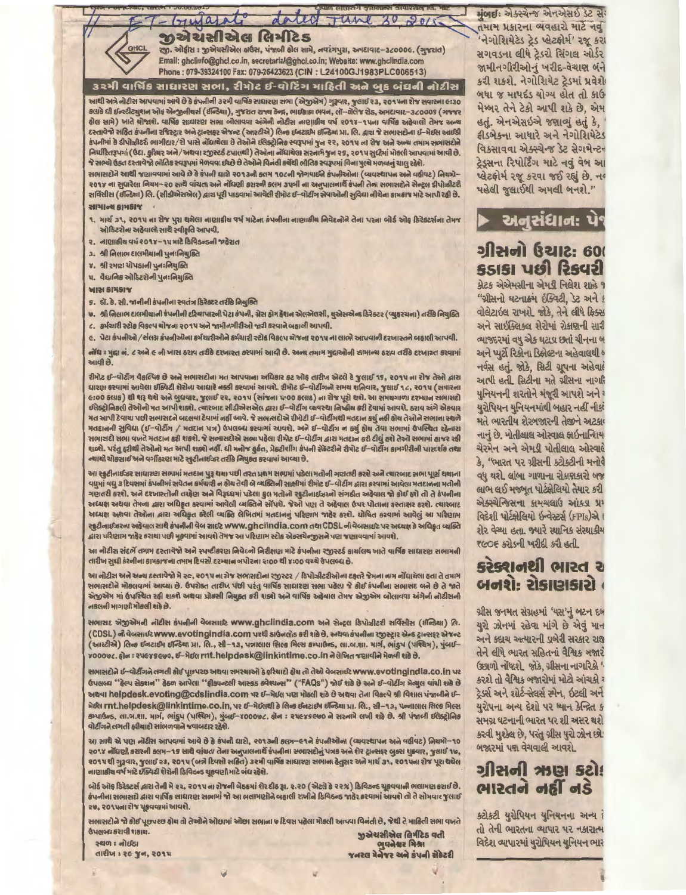ET-Gujarati dated June 30, 2015

# જીએચસીએલ લિમિટેડ

GHCL

રજી. ઓફિસ : જીએચસીએલ હાઉસ, પંજાબી હોલ સામે, નવરંગપુરા, અમદાવાદ-૩૮૦૦૦૯. (ગુજરાત)
Email: ghclinfo@ghcl.co.in, secretarial@ghcl.co.in; Website: www.ghclindia.com
Phone : 079-39324100 Fax: 079-26423623 (CIN : L24100GJ1983PLC006513)

## ૩૨મી વાર્ષિક સાધારણ સભા, રીમોટ ઈ-વોટિંગ માહિતી અને બુક બંધની નોટીસ

આથી અત્રે નોટીસ આપવામાં આવે છે કે કંપનીની ૩૨મી વાર્ષિક સાધારણ સભા (એજીએમ) ગુરુવાર, જુલાઈ ૨૩, ૨૦૧૫ના રોજ સવારના ૯:૩૦ કલાકે ધી ઈન્સ્ટીટ્યુશન ઓફ એન્જીનીયર્સ (ઈન્ડિયા), ગુજરાત રાજ્ય કેન્દ્ર, ભાઈકાકા ભવન, લૉ-ગાર્ડન રોડ, અમદાવાદ-૩૮૦૦૦૯ (નગર હોલ સામે) ખાતે યોજાશે. વાર્ષિક સાધારણ સભા બોલાવવા એજીએમની નોટીસ નાણાકીય વર્ષ ૨૦૧૪-૧૫ના વાર્ષિક અહેવાલ તેમજ અન્ય દસ્તાવેજો સહિત કંપનીના રજિસ્ટ્રાર અને ટ્રાન્સફર એજન્ટ (આરટીએ) લિન્ક ઈનટાઈમ ઈન્ડિયા પ્રા. લિ. દ્વારા જે સભાસદોના ઈ-મેઈલ આઈડી કંપનીમાં કે ડીપોઝીટરી ભાગીદાર/રો પાસે નોંધાયેલા છે તેઓને ઈલેક્ટ્રોનિક સ્વરૂપમાં જુન ૨૨, ૨૦૧૫ના રોજ અને અન્ય તમામ સભાસદોને નિર્ધારિતરૂપમાં (ઉદા. કુરિયર અને/અથવા રજીસ્ટર્ડ ટપાલથી) તેઓના નોંધાયેલા સરનામે જુન ૨૬, ૨૦૧૫ સુધીમાં મોકલી આપવામાં આવી છે. જે સભ્યો ઉક્ત દસ્તાવેજો ભૌતિક સ્વરૂપમાં મેળવવા ઈચ્છે છે તેઓને વિનંતી કર્યેથી ભૌતિક સ્વરૂપમાં વિના મૂલ્યે મળવાનું ચાલુ રહેશે.

સભાસદોને આથી જણાવવામાં આવે છે કે કંપની ધારો ૨૦૧૩ની કલમ ૧૦૮ની જોગવાઈઓ અને કંપનીઓના (વ્યવસ્થાપન અને વહીવટ) નિયમો-૨૦૧૪ના સુધારેલા નિયમ-૨૦ સાથે વાંચતા અને લીસ્ટીંગ કરારની કલમ ૩૫બી ના અનુપાલનાર્થે કંપની તેના સભાસદોને સેન્ટ્રલ ડીપોઝીટરી સર્વિસીસ (ઈન્ડિયા) લિ. (સીડીએસએલ) દ્વારા પૂરી પાડવામાં આવેલી રીમોટ ઈ-વોટીંગ સેવાઓની સુવિધા નીચેના કામકાજ માટે આપી રહી છે.

**સામાન્ય કામકાજ**

૧. માર્ચ ૩૧, ૨૦૧૫ના રોજ પુરા થયેલા નાણાકીય વર્ષ માટેના કંપનીના નાણાકીય નિવેદનોને તેના પરના બોર્ડ ઓફ ડિરેક્ટર્સના તેમજ ઓડિટરોના અહેવાલો સાથે સ્વીકૃતિ આપવી.
૨. નાણાકીય વર્ષ ૨૦૧૪-૧૫ માટે ડિવિડન્ડની જાહેરાત
૩. શ્રી નિલાભ દાલમીયાની પુનઃનિયુક્તિ
૪. શ્રી રમણ ચોપડાની પુનઃનિયુક્તિ
૫. વૈધાનિક ઓડિટરોની પુનઃનિયુક્તિ

**ખાસ કામકાજ**

૬. ડૉ. કે. સી. જાનીની કંપનીના સ્વતંત્ર ડિરેક્ટર તરીકે નિયુક્તિ
૭. શ્રી નિલાભ દાલમીયાની કંપનીની દરિયાપારની પેટા કંપની, ગ્રેસ હોમ ફેશન એલએલસી, યુએસએના ડિરેક્ટર (વ્યુહરચના) તરીકે નિયુક્તિ
૮. કર્મચારી સ્ટોક વિકલ્પ યોજના ૨૦૧૫ અને જામીનગીરીઓ જારી કરવાને બહાલી આપવી.
૯. પેટા કંપનીઓ/સંલગ્ન કંપનીઓના કર્મચારીઓને કર્મચારી સ્ટોક વિકલ્પ યોજના ૨૦૧૫ના લાભો આપવાની દરખાસ્તને બહાલી આપવી.

નોંધ : મુદ્દા નં. ૮ અને ૯ ની ખાસ ઠરાવ તરીકે દરખાસ્ત કરવામાં આવી છે. અન્ય તમામ મુદ્દાઓની સામાન્ય ઠરાવ તરીકે દરખાસ્ત કરવામાં આવી છે.

રીમોટ ઈ-વોટીંગ વેહફિચ છે અને સભાસદોના મત આપવાના અધિકાર કટ ઓફ તારીખ એટલે કે જુલાઈ ૧૬, ૨૦૧૫ના રોજ તેઓ દ્વારા ધારણ કરવામાં આવેલા ઈક્વિટી શેરોના આધારે નક્કી કરવામાં આવશે. રીમોટ ઈ-વોટીંગનો સમય શનિવાર, જુલાઈ ૧૮, ૨૦૧૫ (સવારના ૯:૦૦ કલાક) થી શરૂ થશે અને બુધવાર, જુલાઈ ૨૨, ૨૦૧૫ (સાંજના ૫:૦૦ કલાક) ના રોજ પૂરો થશે. આ સમયગાળા દરમ્યાન સભાસદો ઈલેક્ટ્રોનિકલી તેઓનો મત આપી શકશે. ત્યારબાદ સીડીએસએલ દ્વારા ઈ-વોટીંગ વ્યવસ્થા નિષ્ક્રીય કરી દેવામાં આવશે. ઠરાવ અંગે એકવાર મત આપી દેવાયા પછી સભાસદને બદલવા દેવામાં નહીં આવે. જે સભાસદોએ રીમોટ ઈ-વોટીંગથી મતદાન કર્યું નહીં હોય તેઓને સભાના સ્થળે મતદાનની સુવિધા (ઈ-વોટીંગ / મતદાન પત્ર) ઉપલબ્ધ કરવામાં આવશે. અને ઈ-વોટીંગ ન કર્યું હોય તેવા સભામાં ઉપસ્થિત રહેનારા સભાસદો સભા વખતે મતદાન કરી શકશે. જે સભાસદોએ સભા પહેલા રીમોટ ઈ-વોટીંગ દ્વારા મતદાન કરી દીધું હશે તેઓ સભામાં હાજર રહી શકશે. પરંતુ ફરીથી તેઓનો મત આપી શકશે નહીં. શ્રી મનોજ હુર્કટ, પ્રેક્ટીશીંગ કંપની સેક્રેટરીને રીમોટ ઈ-વોટીંગ કામગીરીની પારદર્શક તથા ન્યાયી ચોકસાઈ અને વર્ગીકરણ માટે સ્યુટીનાઈઝર તરીકે નિયુક્ત કરવામાં આવ્યા છે.

આ સ્યુટીનાઈઝર સાધારણ સભામાં મતદાન પુરૂ થયા પછી તરત પ્રથમ સભામાં પડેલા મતોની ગણતરી કરશે અને ત્યારબાદ સભા પૂર્ણ થયાના વધુમાં વધુ ૩ દિવસમાં કંપનીમાં સંલગ્ન કર્મચારી ન હોય તેવી બે વ્યક્તિની સાક્ષીમાં રીમોટ ઈ-વોટીંગ દ્વારા કરવામાં આવેલા મતદાનના મતોની ગણતરી કરશે. અને દરખાસ્તોની તરફેણ અને વિરૂદ્ધમાં પડેલા કુલ મતોનો સ્યુટીનાઈઝરનો સંગઠીત અહેવાલ જો કોઈ હશે તો તે કંપનીના અધ્યક્ષ અથવા તેમના દ્વારા અધિકૃત કરવામાં આવેલા વ્યક્તિને સોંપશે. જેઓ પણ તે અહેવાલ ઉપર પોતાના હસ્તાક્ષર કરશે. ત્યારબાદ અધ્યક્ષ અથવા તેઓના દ્વારા અધિકૃત કરેલી વ્યક્તિ લેખિતમાં મતદાનનું પરિણામ જાહેર કરશે. ઘોષિત કરવામાં આવેલું આ પરિણામ સ્યુટીનાઈઝરના અહેવાલ સાથે કંપનીની વેબ સાઈટ www.ghclindia.com તથા CDSL ની વેબસાઈટ પર અધ્યક્ષ કે અધિકૃત વ્યક્તિ દ્વારા પરિણામ જાહેર કરાયા પછી તુરત મૂકવામાં આવશે તેમજ આ પરિણામ સ્ટોક એક્સચેન્જીસને પણ જણાવવામાં આવશે.

આ નોટીસ સંદર્ભે તમામ દસ્તાવેજો અને સ્પષ્ટીકરણ નિવેદનો નિરીક્ષણ માટે કંપનીના રજીસ્ટર્ડ કાર્યાલય ખાતે વાર્ષિક સાધારણ સભાની તારીખ સુધી કંપનીના કામકાજના તમામ દિવસો દરમ્યાન બપોરના ૨:૦૦ થી ૪:૦૦ વચ્ચે ઉપલબ્ધ છે.

આ નોટીસ અને અન્ય દસ્તાવેજો મે ૨૯, ૨૦૧૫ના રોજ સભાસદોના રજીસ્ટર / ડિપોઝીટરીઓના દફતરે જેમના નામ નોંધાયેલા હતા તે તમામ સભાસદોને મોકલવામાં આવ્યા છે. ઉપરોક્ત તારીખ પછી પરંતુ વાર્ષિક સાધારણ સભા પહેલા જે કોઈ કંપનીના સભાસદ બને છે તે જાતે એજીએમ માં ઉપસ્થિત રહી શકશે અથવા પ્રોક્સી નિયુક્ત કરી શકશે અને વાર્ષિક અહેવાલ તેમજ એજીએમ બોલાવવા અંગેની નોટીસની નકલની માંગણી મોકલી શકે છે.

સભાસદ એજીએમની નોટીસ કંપનીની વેબસાઈટ www.ghclindia.com અને સેન્ટ્રલ ડિપોઝીટરી સર્વિસીસ (ઈન્ડિયા) લિ. (CDSL) ની વેબસાઈટ www.evotingindia.com પરથી ડાઉનલોડ કરી શકે છે. અથવા કંપનીના રજીસ્ટ્રાર એન્ડ ટ્રાન્સફર એજન્ટ (આરટીએ) લિન્ક ઈનટાઈમ ઈન્ડિયા પ્રા. લિ., સી-૧૩, પન્નાલાલ સિલ્ક મિલ્સ કમ્પાઉન્ડ, લા.બ.શા. માર્ગ, ભાંડુપ (પશ્ચિમ), મુંબઈ-૪૦૦૦૭૮. ફોન : ૨૫૯૪૬૯૭૦, ઈ-મેઈલ rnt.helpdesk@linkintime.co.in ને લેખિત જણાવીને મેળવી શકે છે.

સભાસદોને ઈ-વોટીંગને લગતી કોઈ પૂછપરછ અથવા સમસ્યાઓ કે ફરિયાદો હોય તો તેઓ વેબસાઈટ www.evotingindia.co.in પર ઉપલબ્ધ "હેલ્પ સેક્શન" હેઠળ આપેલા "ફ્રીક્વન્ટલી આસ્કડ ક્વેશ્ચન્સ" ("FAQs") જોઈ શકે છે અને ઈ-વોટીંગ મેન્યુલ વાંચી શકે છે અથવા helpdesk.evoting@cdslindia.com પર ઈ-મેઈલ પણ મોકલી શકે છે અથવા તેના વિકલ્પે શ્રી વિશાલ પંજાબીને ઈ-મેઈલ rnt.helpdesk@linkintime.co.in, પર ઈ-મેઈલથી કે લિન્ક ઈનટાઈમ ઈન્ડિયા પ્રા. લિ., સી-૧૩, પન્નાલાલ સિલ્ક મિલ્સ કમ્પાઉન્ડ, લા.બ.શા. માર્ગ, ભાંડુપ (પશ્ચિમ), મુંબઈ-૪૦૦૦૭૮. ફોન : ૨૫૯૪૬૯૭૦ ને સરનામે લખી શકે છે. શ્રી પંજાબી ઈલેક્ટ્રોનિક વોટીંગને લગતી ફરિયાદો સાંભળવાને જવાબદાર રહેશે.

આ સાથે એ પણ નોટીસ આપવામાં આવે છે કે કંપની ધારો, ૨૦૧૩ની કલમ-૯૧ને કંપનીઓના (વ્યવસ્થાપન અને વહીવટ) નિયમો-૧૦ ૨૦૧૪ નોંધણી કરારની કલમ-૧૬ સાથે વાંચતા તેના અનુપાલનાર્થે કંપનીના સભાસદોનું પત્રક અને શેર ટ્રાન્સફર બુક્સ ગુરૂવાર, જુલાઈ ૧૬, ૨૦૧૫ થી ગુરૂવાર, જુલાઈ ૨૩, ૨૦૧૫ (બંને દિવસો સહિત) ૩૨મી વાર્ષિક સાધારણ સભાના હેતુસર અને માર્ચ ૩૧, ૨૦૧૫ના રોજ પૂરા થયેલ નાણાકીય વર્ષ માટે ઈક્વિટી શેરોના ડિવિડન્ડ ચૂકવણી માટે બંધ રહેશે.

બોર્ડ ઓફ ડિરેક્ટર્સ દ્વારા તેની મે ૨૨, ૨૦૧૫ના રોજની બેઠકમાં શેર દીઠ રૂા. ૨.૨૦ (એટલે કે ૨૨%) ડિવિડન્ડ ચૂકવવાની ભલામણ કરાઈ છે. કંપનીના સભાસદો દ્વારા વાર્ષિક સાધારણ સભામાં જો આ ભલામણોને બહાલી રાખીને ડિવિડન્ડ જાહેર કરવામાં આવશે તો તે સોમવાર જુલાઈ ૨૭, ૨૦૧૫ના રોજ ચૂકવવામાં આવશે.

સભાસદોને જો કોઈ પૂછપરછ હોય તો તેઓને ઓછામાં ઓછા સભાના ૭ દિવસ પહેલા મોકલી આપવા વિનંતી છે, જેથી તે માહિતી સભા વખતે ઉપલબ્ધ કરાવી શકાય.

સ્થળ : નોઈડા
તારીખ : ૨૯ જુન, ૨૦૧૫

જીએચસીએલ લિમિટેડ વતી
ભુવનેશ્વર મિશ્રા
જનરલ મેનેજર અને કંપની સેક્રેટરી